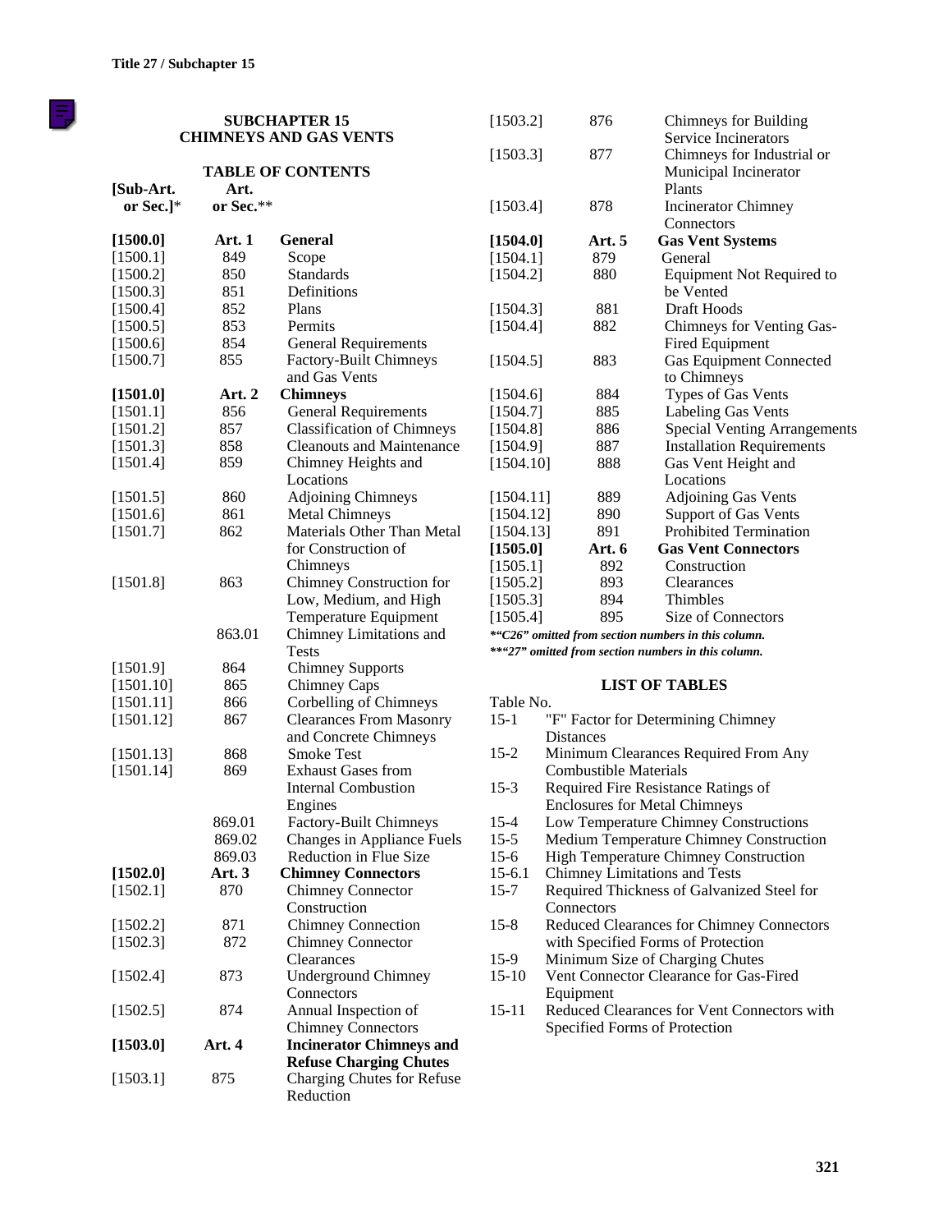## SUBCHAPTER 15
## CHIMNEYS AND GAS VENTS

### TABLE OF CONTENTS

| [Sub-Art. or Sec.]* | Art. or Sec.** | |
|---|---|---|
| **[1500.0]** | **Art. 1** | **General** |
| [1500.1] | 849 | Scope |
| [1500.2] | 850 | Standards |
| [1500.3] | 851 | Definitions |
| [1500.4] | 852 | Plans |
| [1500.5] | 853 | Permits |
| [1500.6] | 854 | General Requirements |
| [1500.7] | 855 | Factory-Built Chimneys and Gas Vents |
| **[1501.0]** | **Art. 2** | **Chimneys** |
| [1501.1] | 856 | General Requirements |
| [1501.2] | 857 | Classification of Chimneys |
| [1501.3] | 858 | Cleanouts and Maintenance |
| [1501.4] | 859 | Chimney Heights and Locations |
| [1501.5] | 860 | Adjoining Chimneys |
| [1501.6] | 861 | Metal Chimneys |
| [1501.7] | 862 | Materials Other Than Metal for Construction of Chimneys |
| [1501.8] | 863 | Chimney Construction for Low, Medium, and High Temperature Equipment |
| | 863.01 | Chimney Limitations and Tests |
| [1501.9] | 864 | Chimney Supports |
| [1501.10] | 865 | Chimney Caps |
| [1501.11] | 866 | Corbelling of Chimneys |
| [1501.12] | 867 | Clearances From Masonry and Concrete Chimneys |
| [1501.13] | 868 | Smoke Test |
| [1501.14] | 869 | Exhaust Gases from Internal Combustion Engines |
| | 869.01 | Factory-Built Chimneys |
| | 869.02 | Changes in Appliance Fuels |
| | 869.03 | Reduction in Flue Size |
| **[1502.0]** | **Art. 3** | **Chimney Connectors** |
| [1502.1] | 870 | Chimney Connector Construction |
| [1502.2] | 871 | Chimney Connection |
| [1502.3] | 872 | Chimney Connector Clearances |
| [1502.4] | 873 | Underground Chimney Connectors |
| [1502.5] | 874 | Annual Inspection of Chimney Connectors |
| **[1503.0]** | **Art. 4** | **Incinerator Chimneys and Refuse Charging Chutes** |
| [1503.1] | 875 | Charging Chutes for Refuse Reduction |
| [1503.2] | 876 | Chimneys for Building Service Incinerators |
| [1503.3] | 877 | Chimneys for Industrial or Municipal Incinerator Plants |
| [1503.4] | 878 | Incinerator Chimney Connectors |
| **[1504.0]** | **Art. 5** | **Gas Vent Systems** |
| [1504.1] | 879 | General |
| [1504.2] | 880 | Equipment Not Required to be Vented |
| [1504.3] | 881 | Draft Hoods |
| [1504.4] | 882 | Chimneys for Venting Gas-Fired Equipment |
| [1504.5] | 883 | Gas Equipment Connected to Chimneys |
| [1504.6] | 884 | Types of Gas Vents |
| [1504.7] | 885 | Labeling Gas Vents |
| [1504.8] | 886 | Special Venting Arrangements |
| [1504.9] | 887 | Installation Requirements |
| [1504.10] | 888 | Gas Vent Height and Locations |
| [1504.11] | 889 | Adjoining Gas Vents |
| [1504.12] | 890 | Support of Gas Vents |
| [1504.13] | 891 | Prohibited Termination |
| **[1505.0]** | **Art. 6** | **Gas Vent Connectors** |
| [1505.1] | 892 | Construction |
| [1505.2] | 893 | Clearances |
| [1505.3] | 894 | Thimbles |
| [1505.4] | 895 | Size of Connectors |

****"C26" omitted from section numbers in this column.***

*****"27" omitted from section numbers in this column.***

### LIST OF TABLES

| Table No. | |
|---|---|
| 15-1 | "F" Factor for Determining Chimney Distances |
| 15-2 | Minimum Clearances Required From Any Combustible Materials |
| 15-3 | Required Fire Resistance Ratings of Enclosures for Metal Chimneys |
| 15-4 | Low Temperature Chimney Constructions |
| 15-5 | Medium Temperature Chimney Construction |
| 15-6 | High Temperature Chimney Construction |
| 15-6.1 | Chimney Limitations and Tests |
| 15-7 | Required Thickness of Galvanized Steel for Connectors |
| 15-8 | Reduced Clearances for Chimney Connectors with Specified Forms of Protection |
| 15-9 | Minimum Size of Charging Chutes |
| 15-10 | Vent Connector Clearance for Gas-Fired Equipment |
| 15-11 | Reduced Clearances for Vent Connectors with Specified Forms of Protection |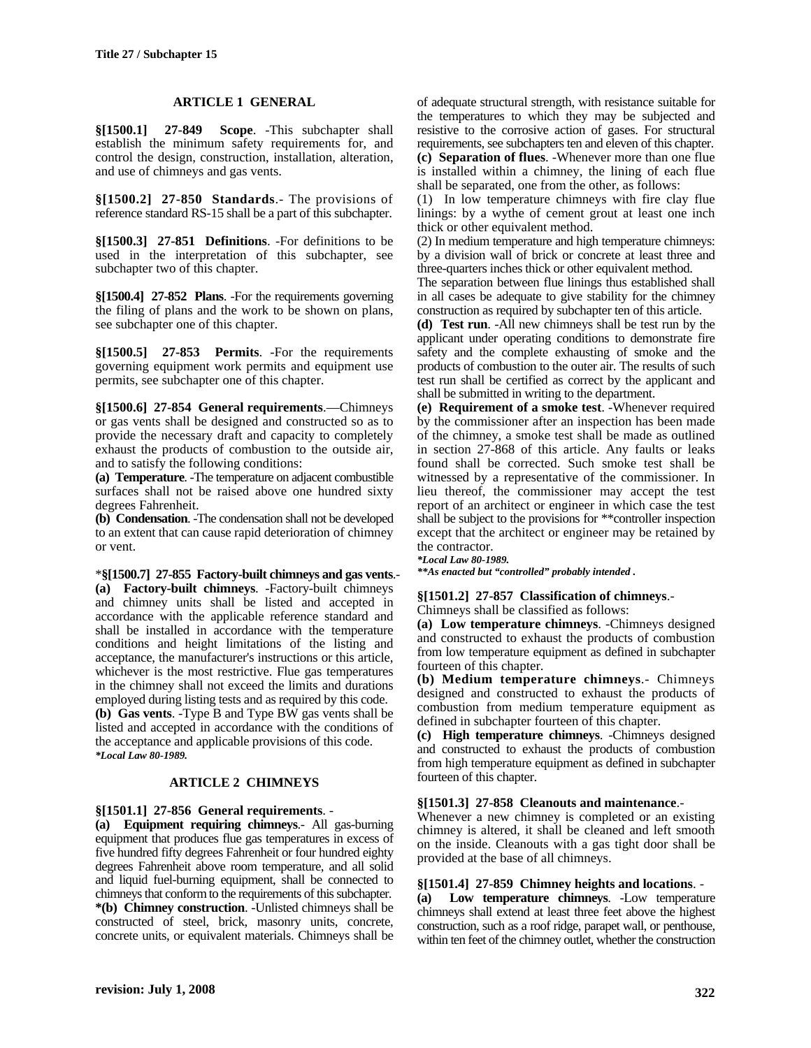### ARTICLE 1 GENERAL

**§[1500.1] 27-849 Scope**. -This subchapter shall establish the minimum safety requirements for, and control the design, construction, installation, alteration, and use of chimneys and gas vents.

**§[1500.2] 27-850 Standards**.- The provisions of reference standard RS-15 shall be a part of this subchapter.

**§[1500.3] 27-851 Definitions**. -For definitions to be used in the interpretation of this subchapter, see subchapter two of this chapter.

**§[1500.4] 27-852 Plans**. -For the requirements governing the filing of plans and the work to be shown on plans, see subchapter one of this chapter.

**§[1500.5] 27-853 Permits**. -For the requirements governing equipment work permits and equipment use permits, see subchapter one of this chapter.

**§[1500.6] 27-854 General requirements**.—Chimneys or gas vents shall be designed and constructed so as to provide the necessary draft and capacity to completely exhaust the products of combustion to the outside air, and to satisfy the following conditions:

**(a) Temperature**. -The temperature on adjacent combustible surfaces shall not be raised above one hundred sixty degrees Fahrenheit.

**(b) Condensation**. -The condensation shall not be developed to an extent that can cause rapid deterioration of chimney or vent.

*****§[1500.7] 27-855 Factory-built chimneys and gas vents**.-

**(a) Factory-built chimneys**. -Factory-built chimneys and chimney units shall be listed and accepted in accordance with the applicable reference standard and shall be installed in accordance with the temperature conditions and height limitations of the listing and acceptance, the manufacturer's instructions or this article, whichever is the most restrictive. Flue gas temperatures in the chimney shall not exceed the limits and durations employed during listing tests and as required by this code.

**(b) Gas vents**. -Type B and Type BW gas vents shall be listed and accepted in accordance with the conditions of the acceptance and applicable provisions of this code.

***Local Law 80-1989.***

### ARTICLE 2 CHIMNEYS

**§[1501.1] 27-856 General requirements**. -

**(a) Equipment requiring chimneys**.- All gas-burning equipment that produces flue gas temperatures in excess of five hundred fifty degrees Fahrenheit or four hundred eighty degrees Fahrenheit above room temperature, and all solid and liquid fuel-burning equipment, shall be connected to chimneys that conform to the requirements of this subchapter.

***(b) Chimney construction**. -Unlisted chimneys shall be constructed of steel, brick, masonry units, concrete, concrete units, or equivalent materials. Chimneys shall be of adequate structural strength, with resistance suitable for the temperatures to which they may be subjected and resistive to the corrosive action of gases. For structural requirements, see subchapters ten and eleven of this chapter.

**(c) Separation of flues**. -Whenever more than one flue is installed within a chimney, the lining of each flue shall be separated, one from the other, as follows:

(1) In low temperature chimneys with fire clay flue linings: by a wythe of cement grout at least one inch thick or other equivalent method.

(2) In medium temperature and high temperature chimneys: by a division wall of brick or concrete at least three and three-quarters inches thick or other equivalent method.

The separation between flue linings thus established shall in all cases be adequate to give stability for the chimney construction as required by subchapter ten of this article.

**(d) Test run**. -All new chimneys shall be test run by the applicant under operating conditions to demonstrate fire safety and the complete exhausting of smoke and the products of combustion to the outer air. The results of such test run shall be certified as correct by the applicant and shall be submitted in writing to the department.

**(e) Requirement of a smoke test**. -Whenever required by the commissioner after an inspection has been made of the chimney, a smoke test shall be made as outlined in section 27-868 of this article. Any faults or leaks found shall be corrected. Such smoke test shall be witnessed by a representative of the commissioner. In lieu thereof, the commissioner may accept the test report of an architect or engineer in which case the test shall be subject to the provisions for **controller inspection except that the architect or engineer may be retained by the contractor.

***Local Law 80-1989.***

*****As enacted but "controlled" probably intended .***

**§[1501.2] 27-857 Classification of chimneys**.-

Chimneys shall be classified as follows:

**(a) Low temperature chimneys**. -Chimneys designed and constructed to exhaust the products of combustion from low temperature equipment as defined in subchapter fourteen of this chapter.

**(b) Medium temperature chimneys**.- Chimneys designed and constructed to exhaust the products of combustion from medium temperature equipment as defined in subchapter fourteen of this chapter.

**(c) High temperature chimneys**. -Chimneys designed and constructed to exhaust the products of combustion from high temperature equipment as defined in subchapter fourteen of this chapter.

**§[1501.3] 27-858 Cleanouts and maintenance**.-

Whenever a new chimney is completed or an existing chimney is altered, it shall be cleaned and left smooth on the inside. Cleanouts with a gas tight door shall be provided at the base of all chimneys.

**§[1501.4] 27-859 Chimney heights and locations**. -

**(a) Low temperature chimneys**. -Low temperature chimneys shall extend at least three feet above the highest construction, such as a roof ridge, parapet wall, or penthouse, within ten feet of the chimney outlet, whether the construction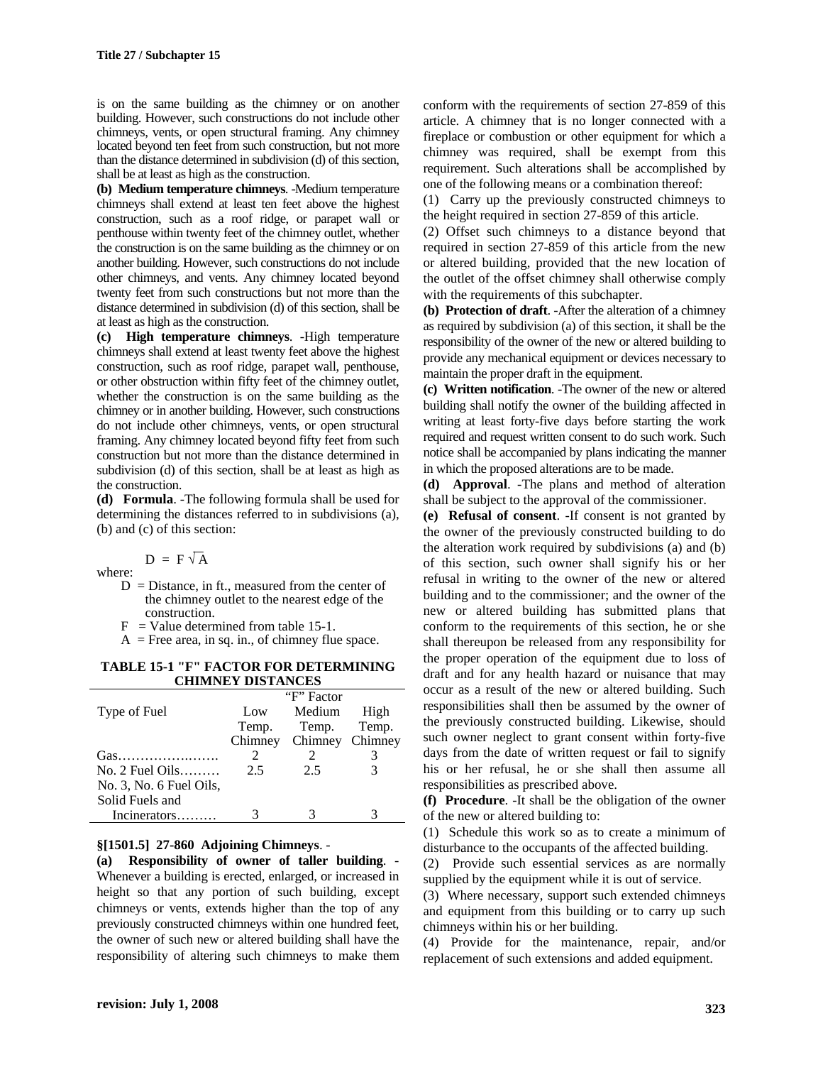is on the same building as the chimney or on another building. However, such constructions do not include other chimneys, vents, or open structural framing. Any chimney located beyond ten feet from such construction, but not more than the distance determined in subdivision (d) of this section, shall be at least as high as the construction.

**(b) Medium temperature chimneys**. -Medium temperature chimneys shall extend at least ten feet above the highest construction, such as a roof ridge, or parapet wall or penthouse within twenty feet of the chimney outlet, whether the construction is on the same building as the chimney or on another building. However, such constructions do not include other chimneys, and vents. Any chimney located beyond twenty feet from such constructions but not more than the distance determined in subdivision (d) of this section, shall be at least as high as the construction.

**(c) High temperature chimneys**. -High temperature chimneys shall extend at least twenty feet above the highest construction, such as roof ridge, parapet wall, penthouse, or other obstruction within fifty feet of the chimney outlet, whether the construction is on the same building as the chimney or in another building. However, such constructions do not include other chimneys, vents, or open structural framing. Any chimney located beyond fifty feet from such construction but not more than the distance determined in subdivision (d) of this section, shall be at least as high as the construction.

**(d) Formula**. -The following formula shall be used for determining the distances referred to in subdivisions (a), (b) and (c) of this section:

$$D = F\sqrt{A}$$

where:

$D$ = Distance, in ft., measured from the center of the chimney outlet to the nearest edge of the construction.

$F$ = Value determined from table 15-1.

$A$ = Free area, in sq. in., of chimney flue space.

**TABLE 15-1 "F" FACTOR FOR DETERMINING CHIMNEY DISTANCES**

| Type of Fuel | "F" Factor | | |
|---|---|---|---|
| | Low Temp. Chimney | Medium Temp. Chimney | High Temp. Chimney |
| Gas……………..……. | 2 | 2 | 3 |
| No. 2 Fuel Oils……… | 2.5 | 2.5 | 3 |
| No. 3, No. 6 Fuel Oils, Solid Fuels and Incinerators……… | 3 | 3 | 3 |

### §[1501.5] 27-860 Adjoining Chimneys. -

**(a) Responsibility of owner of taller building**. -Whenever a building is erected, enlarged, or increased in height so that any portion of such building, except chimneys or vents, extends higher than the top of any previously constructed chimneys within one hundred feet, the owner of such new or altered building shall have the responsibility of altering such chimneys to make them conform with the requirements of section 27-859 of this article. A chimney that is no longer connected with a fireplace or combustion or other equipment for which a chimney was required, shall be exempt from this requirement. Such alterations shall be accomplished by one of the following means or a combination thereof:

(1) Carry up the previously constructed chimneys to the height required in section 27-859 of this article.

(2) Offset such chimneys to a distance beyond that required in section 27-859 of this article from the new or altered building, provided that the new location of the outlet of the offset chimney shall otherwise comply with the requirements of this subchapter.

**(b) Protection of draft**. -After the alteration of a chimney as required by subdivision (a) of this section, it shall be the responsibility of the owner of the new or altered building to provide any mechanical equipment or devices necessary to maintain the proper draft in the equipment.

**(c) Written notification**. -The owner of the new or altered building shall notify the owner of the building affected in writing at least forty-five days before starting the work required and request written consent to do such work. Such notice shall be accompanied by plans indicating the manner in which the proposed alterations are to be made.

**(d) Approval**. -The plans and method of alteration shall be subject to the approval of the commissioner.

**(e) Refusal of consent**. -If consent is not granted by the owner of the previously constructed building to do the alteration work required by subdivisions (a) and (b) of this section, such owner shall signify his or her refusal in writing to the owner of the new or altered building and to the commissioner; and the owner of the new or altered building has submitted plans that conform to the requirements of this section, he or she shall thereupon be released from any responsibility for the proper operation of the equipment due to loss of draft and for any health hazard or nuisance that may occur as a result of the new or altered building. Such responsibilities shall then be assumed by the owner of the previously constructed building. Likewise, should such owner neglect to grant consent within forty-five days from the date of written request or fail to signify his or her refusal, he or she shall then assume all responsibilities as prescribed above.

**(f) Procedure**. -It shall be the obligation of the owner of the new or altered building to:

(1) Schedule this work so as to create a minimum of disturbance to the occupants of the affected building.

(2) Provide such essential services as are normally supplied by the equipment while it is out of service.

(3) Where necessary, support such extended chimneys and equipment from this building or to carry up such chimneys within his or her building.

(4) Provide for the maintenance, repair, and/or replacement of such extensions and added equipment.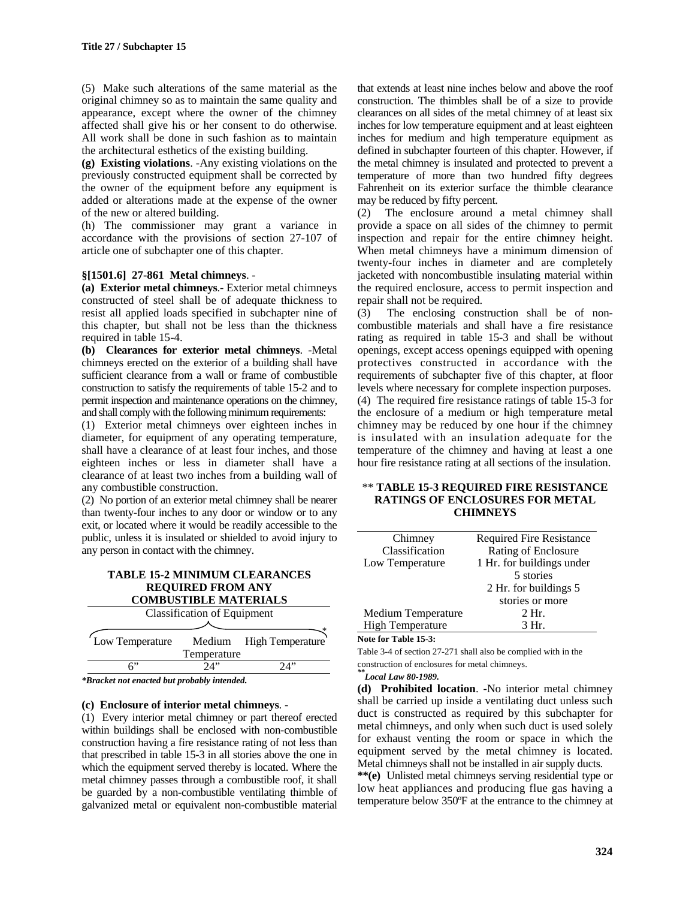(5) Make such alterations of the same material as the original chimney so as to maintain the same quality and appearance, except where the owner of the chimney affected shall give his or her consent to do otherwise. All work shall be done in such fashion as to maintain the architectural esthetics of the existing building.

**(g) Existing violations**. -Any existing violations on the previously constructed equipment shall be corrected by the owner of the equipment before any equipment is added or alterations made at the expense of the owner of the new or altered building.

(h) The commissioner may grant a variance in accordance with the provisions of section 27-107 of article one of subchapter one of this chapter.

#### §[1501.6] 27-861 Metal chimneys. -

**(a) Exterior metal chimneys**.- Exterior metal chimneys constructed of steel shall be of adequate thickness to resist all applied loads specified in subchapter nine of this chapter, but shall not be less than the thickness required in table 15-4.

**(b) Clearances for exterior metal chimneys**. -Metal chimneys erected on the exterior of a building shall have sufficient clearance from a wall or frame of combustible construction to satisfy the requirements of table 15-2 and to permit inspection and maintenance operations on the chimney, and shall comply with the following minimum requirements:

(1) Exterior metal chimneys over eighteen inches in diameter, for equipment of any operating temperature, shall have a clearance of at least four inches, and those eighteen inches or less in diameter shall have a clearance of at least two inches from a building wall of any combustible construction.

(2) No portion of an exterior metal chimney shall be nearer than twenty-four inches to any door or window or to any exit, or located where it would be readily accessible to the public, unless it is insulated or shielded to avoid injury to any person in contact with the chimney.

**TABLE 15-2 MINIMUM CLEARANCES REQUIRED FROM ANY COMBUSTIBLE MATERIALS**

| Classification of Equipment* | | |
|---|---|---|
| Low Temperature | Medium Temperature | High Temperature |
| 6" | 24" | 24" |

***Bracket not enacted but probably intended.***

**(c) Enclosure of interior metal chimneys**. -

(1) Every interior metal chimney or part thereof erected within buildings shall be enclosed with non-combustible construction having a fire resistance rating of not less than that prescribed in table 15-3 in all stories above the one in which the equipment served thereby is located. Where the metal chimney passes through a combustible roof, it shall be guarded by a non-combustible ventilating thimble of galvanized metal or equivalent non-combustible material that extends at least nine inches below and above the roof construction. The thimbles shall be of a size to provide clearances on all sides of the metal chimney of at least six inches for low temperature equipment and at least eighteen inches for medium and high temperature equipment as defined in subchapter fourteen of this chapter. However, if the metal chimney is insulated and protected to prevent a temperature of more than two hundred fifty degrees Fahrenheit on its exterior surface the thimble clearance may be reduced by fifty percent.

(2) The enclosure around a metal chimney shall provide a space on all sides of the chimney to permit inspection and repair for the entire chimney height. When metal chimneys have a minimum dimension of twenty-four inches in diameter and are completely jacketed with noncombustible insulating material within the required enclosure, access to permit inspection and repair shall not be required.

(3) The enclosing construction shall be of non-combustible materials and shall have a fire resistance rating as required in table 15-3 and shall be without openings, except access openings equipped with opening protectives constructed in accordance with the requirements of subchapter five of this chapter, at floor levels where necessary for complete inspection purposes.

(4) The required fire resistance ratings of table 15-3 for the enclosure of a medium or high temperature metal chimney may be reduced by one hour if the chimney is insulated with an insulation adequate for the temperature of the chimney and having at least a one hour fire resistance rating at all sections of the insulation.

** **TABLE 15-3 REQUIRED FIRE RESISTANCE RATINGS OF ENCLOSURES FOR METAL CHIMNEYS**

| Chimney Classification | Required Fire Resistance Rating of Enclosure |
|---|---|
| Low Temperature | 1 Hr. for buildings under 5 stories<br>2 Hr. for buildings 5 stories or more |
| Medium Temperature | 2 Hr. |
| High Temperature | 3 Hr. |

**Note for Table 15-3:**

Table 3-4 of section 27-271 shall also be complied with in the construction of enclosures for metal chimneys.

***\*\*Local Law 80-1989.***

**(d) Prohibited location**. -No interior metal chimney shall be carried up inside a ventilating duct unless such duct is constructed as required by this subchapter for metal chimneys, and only when such duct is used solely for exhaust venting the room or space in which the equipment served by the metal chimney is located. Metal chimneys shall not be installed in air supply ducts.

**\*\*(e)** Unlisted metal chimneys serving residential type or low heat appliances and producing flue gas having a temperature below 350ºF at the entrance to the chimney at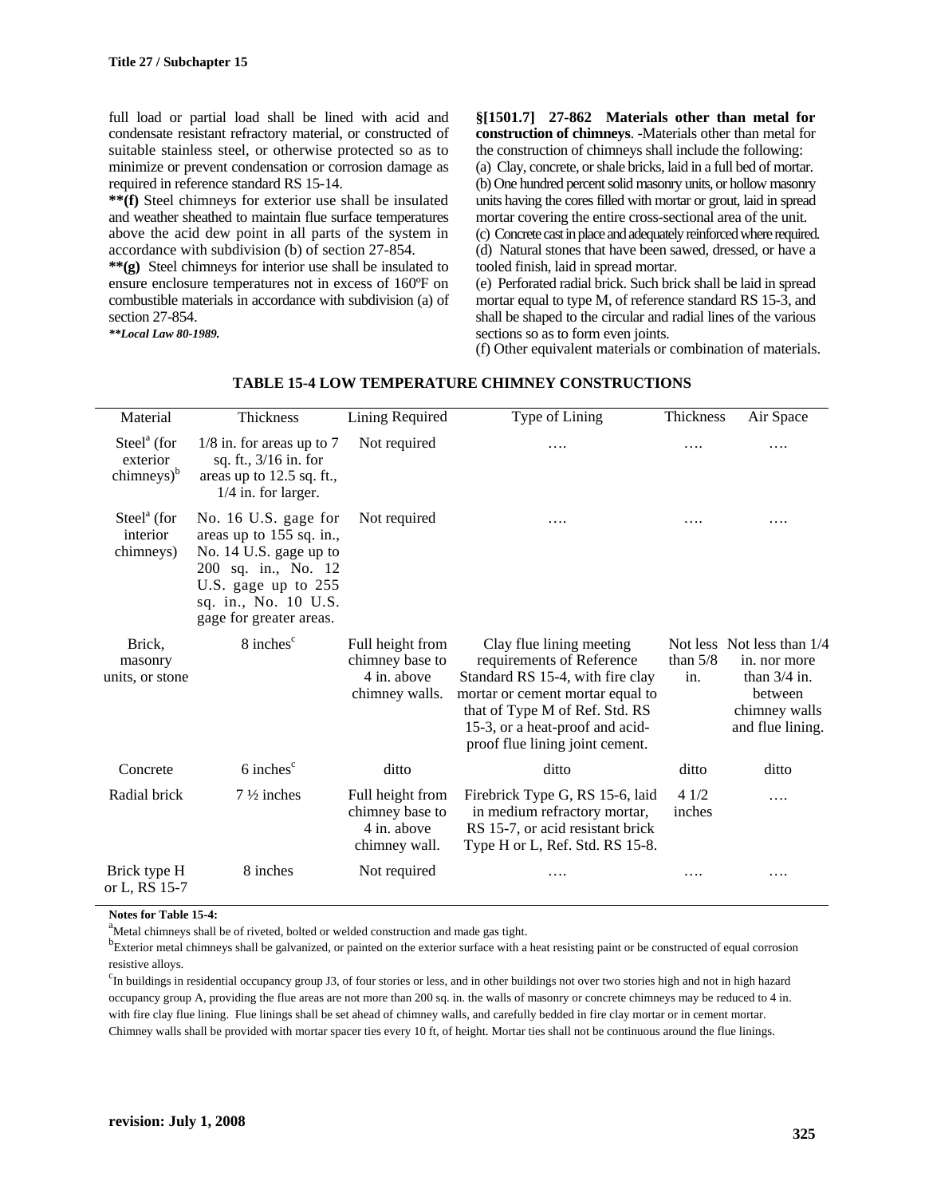full load or partial load shall be lined with acid and condensate resistant refractory material, or constructed of suitable stainless steel, or otherwise protected so as to minimize or prevent condensation or corrosion damage as required in reference standard RS 15-14.

**\*\*(f)** Steel chimneys for exterior use shall be insulated and weather sheathed to maintain flue surface temperatures above the acid dew point in all parts of the system in accordance with subdivision (b) of section 27-854.

**\*\*(g)** Steel chimneys for interior use shall be insulated to ensure enclosure temperatures not in excess of 160ºF on combustible materials in accordance with subdivision (a) of section 27-854.

***\*\*Local Law 80-1989.***

**§[1501.7] 27-862 Materials other than metal for construction of chimneys**. -Materials other than metal for the construction of chimneys shall include the following:

(a) Clay, concrete, or shale bricks, laid in a full bed of mortar.

(b) One hundred percent solid masonry units, or hollow masonry units having the cores filled with mortar or grout, laid in spread mortar covering the entire cross-sectional area of the unit.

(c) Concrete cast in place and adequately reinforced where required.

(d) Natural stones that have been sawed, dressed, or have a tooled finish, laid in spread mortar.

(e) Perforated radial brick. Such brick shall be laid in spread mortar equal to type M, of reference standard RS 15-3, and shall be shaped to the circular and radial lines of the various sections so as to form even joints.

(f) Other equivalent materials or combination of materials.

**TABLE 15-4 LOW TEMPERATURE CHIMNEY CONSTRUCTIONS**

| Material | Thickness | Lining Required | Type of Lining | Thickness | Air Space |
|---|---|---|---|---|---|
| Steel[a] (for exterior chimneys)[b] | 1/8 in. for areas up to 7 sq. ft., 3/16 in. for areas up to 12.5 sq. ft., 1/4 in. for larger. | Not required | …. | …. | …. |
| Steel[a] (for interior chimneys) | No. 16 U.S. gage for areas up to 155 sq. in., No. 14 U.S. gage up to 200 sq. in., No. 12 U.S. gage up to 255 sq. in., No. 10 U.S. gage for greater areas. | Not required | …. | …. | …. |
| Brick, masonry units, or stone | 8 inches[c] | Full height from chimney base to 4 in. above chimney walls. | Clay flue lining meeting requirements of Reference Standard RS 15-4, with fire clay mortar or cement mortar equal to that of Type M of Ref. Std. RS 15-3, or a heat-proof and acid-proof flue lining joint cement. | Not less than 5/8 in. | Not less than 1/4 in. nor more than 3/4 in. between chimney walls and flue lining. |
| Concrete | 6 inches[c] | ditto | ditto | ditto | ditto |
| Radial brick | 7 ½ inches | Full height from chimney base to 4 in. above chimney wall. | Firebrick Type G, RS 15-6, laid in medium refractory mortar, RS 15-7, or acid resistant brick Type H or L, Ref. Std. RS 15-8. | 4 1/2 inches | …. |
| Brick type H or L, RS 15-7 | 8 inches | Not required | …. | …. | …. |

**Notes for Table 15-4:**

[a]Metal chimneys shall be of riveted, bolted or welded construction and made gas tight.

[b]Exterior metal chimneys shall be galvanized, or painted on the exterior surface with a heat resisting paint or be constructed of equal corrosion resistive alloys.

[c]In buildings in residential occupancy group J3, of four stories or less, and in other buildings not over two stories high and not in high hazard occupancy group A, providing the flue areas are not more than 200 sq. in. the walls of masonry or concrete chimneys may be reduced to 4 in. with fire clay flue lining. Flue linings shall be set ahead of chimney walls, and carefully bedded in fire clay mortar or in cement mortar. Chimney walls shall be provided with mortar spacer ties every 10 ft, of height. Mortar ties shall not be continuous around the flue linings.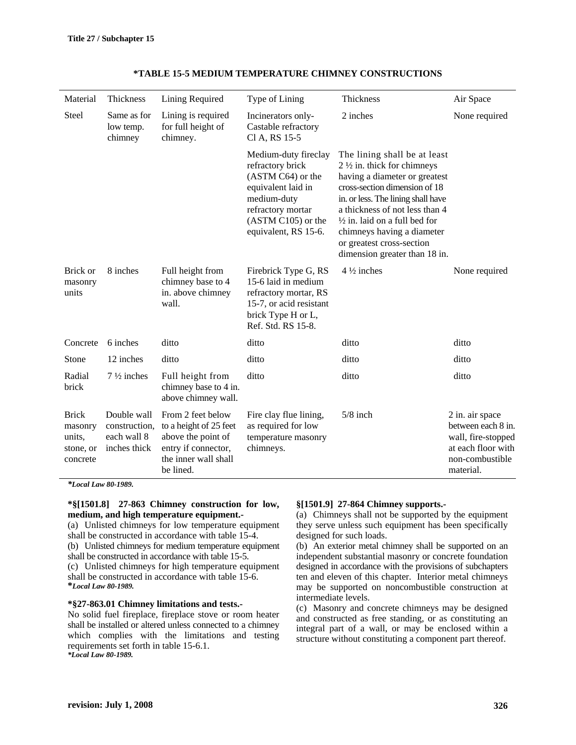**\*TABLE 15-5 MEDIUM TEMPERATURE CHIMNEY CONSTRUCTIONS**

| Material | Thickness | Lining Required | Type of Lining | Thickness | Air Space |
|---|---|---|---|---|---|
| Steel | Same as for low temp. chimney | Lining is required for full height of chimney. | Incinerators only- Castable refractory Cl A, RS 15-5 | 2 inches | None required |
| | | | Medium-duty fireclay refractory brick (ASTM C64) or the equivalent laid in medium-duty refractory mortar (ASTM C105) or the equivalent, RS 15-6. | The lining shall be at least 2 ½ in. thick for chimneys having a diameter or greatest cross-section dimension of 18 in. or less. The lining shall have a thickness of not less than 4 ½ in. laid on a full bed for chimneys having a diameter or greatest cross-section dimension greater than 18 in. | |
| Brick or masonry units | 8 inches | Full height from chimney base to 4 in. above chimney wall. | Firebrick Type G, RS 15-6 laid in medium refractory mortar, RS 15-7, or acid resistant brick Type H or L, Ref. Std. RS 15-8. | 4 ½ inches | None required |
| Concrete | 6 inches | ditto | ditto | ditto | ditto |
| Stone | 12 inches | ditto | ditto | ditto | ditto |
| Radial brick | 7 ½ inches | Full height from chimney base to 4 in. above chimney wall. | ditto | ditto | ditto |
| Brick masonry units, stone, or concrete | Double wall construction, each wall 8 inches thick | From 2 feet below to a height of 25 feet above the point of entry if connector, the inner wall shall be lined. | Fire clay flue lining, as required for low temperature masonry chimneys. | 5/8 inch | 2 in. air space between each 8 in. wall, fire-stopped at each floor with non-combustible material. |

***Local Law 80-1989.***

**\*§[1501.8] 27-863 Chimney construction for low, medium, and high temperature equipment.-**

(a) Unlisted chimneys for low temperature equipment shall be constructed in accordance with table 15-4.

(b) Unlisted chimneys for medium temperature equipment shall be constructed in accordance with table 15-5.

(c) Unlisted chimneys for high temperature equipment shall be constructed in accordance with table 15-6.

***Local Law 80-1989.***

**\*§27-863.01 Chimney limitations and tests.-**

No solid fuel fireplace, fireplace stove or room heater shall be installed or altered unless connected to a chimney which complies with the limitations and testing requirements set forth in table 15-6.1.

***Local Law 80-1989.***

**§[1501.9] 27-864 Chimney supports.-**

(a) Chimneys shall not be supported by the equipment they serve unless such equipment has been specifically designed for such loads.

(b) An exterior metal chimney shall be supported on an independent substantial masonry or concrete foundation designed in accordance with the provisions of subchapters ten and eleven of this chapter. Interior metal chimneys may be supported on noncombustible construction at intermediate levels.

(c) Masonry and concrete chimneys may be designed and constructed as free standing, or as constituting an integral part of a wall, or may be enclosed within a structure without constituting a component part thereof.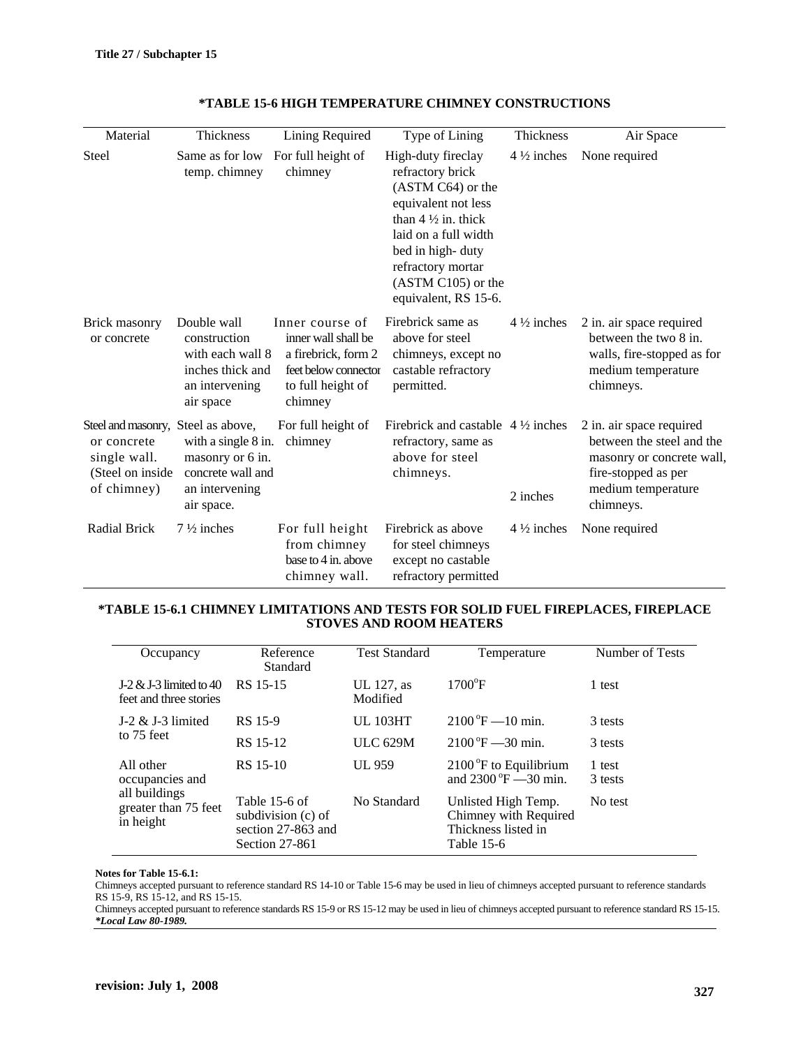## *TABLE 15-6 HIGH TEMPERATURE CHIMNEY CONSTRUCTIONS

| Material | Thickness | Lining Required | Type of Lining | Thickness | Air Space |
|---|---|---|---|---|---|
| Steel | Same as for low temp. chimney | For full height of chimney | High-duty fireclay refractory brick (ASTM C64) or the equivalent not less than 4 ½ in. thick laid on a full width bed in high- duty refractory mortar (ASTM C105) or the equivalent, RS 15-6. | 4 ½ inches | None required |
| Brick masonry or concrete | Double wall construction with each wall 8 inches thick and an intervening air space | Inner course of inner wall shall be a firebrick, form 2 feet below connector to full height of chimney | Firebrick same as above for steel chimneys, except no castable refractory permitted. | 4 ½ inches | 2 in. air space required between the two 8 in. walls, fire-stopped as for medium temperature chimneys. |
| Steel and masonry, or concrete single wall. (Steel on inside of chimney) | Steel as above, with a single 8 in. masonry or 6 in. concrete wall and an intervening air space. | For full height of chimney | Firebrick and castable refractory, same as above for steel chimneys. | 4 ½ inches<br>2 inches | 2 in. air space required between the steel and the masonry or concrete wall, fire-stopped as per medium temperature chimneys. |
| Radial Brick | 7 ½ inches | For full height from chimney base to 4 in. above chimney wall. | Firebrick as above for steel chimneys except no castable refractory permitted | 4 ½ inches | None required |

## *TABLE 15-6.1 CHIMNEY LIMITATIONS AND TESTS FOR SOLID FUEL FIREPLACES, FIREPLACE STOVES AND ROOM HEATERS

| Occupancy | Reference Standard | Test Standard | Temperature | Number of Tests |
|---|---|---|---|---|
| J-2 & J-3 limited to 40 feet and three stories | RS 15-15 | UL 127, as Modified | 1700°F | 1 test |
| J-2 & J-3 limited to 75 feet | RS 15-9 | UL 103HT | 2100 °F —10 min. | 3 tests |
| | RS 15-12 | ULC 629M | 2100 °F —30 min. | 3 tests |
| All other occupancies and all buildings greater than 75 feet in height | RS 15-10 | UL 959 | 2100 °F to Equilibrium and 2300 °F —30 min. | 1 test<br>3 tests |
| | Table 15-6 of subdivision (c) of section 27-863 and Section 27-861 | No Standard | Unlisted High Temp. Chimney with Required Thickness listed in Table 15-6 | No test |

**Notes for Table 15-6.1:**

Chimneys accepted pursuant to reference standard RS 14-10 or Table 15-6 may be used in lieu of chimneys accepted pursuant to reference standards RS 15-9, RS 15-12, and RS 15-15.

Chimneys accepted pursuant to reference standards RS 15-9 or RS 15-12 may be used in lieu of chimneys accepted pursuant to reference standard RS 15-15.

***Local Law 80-1989.***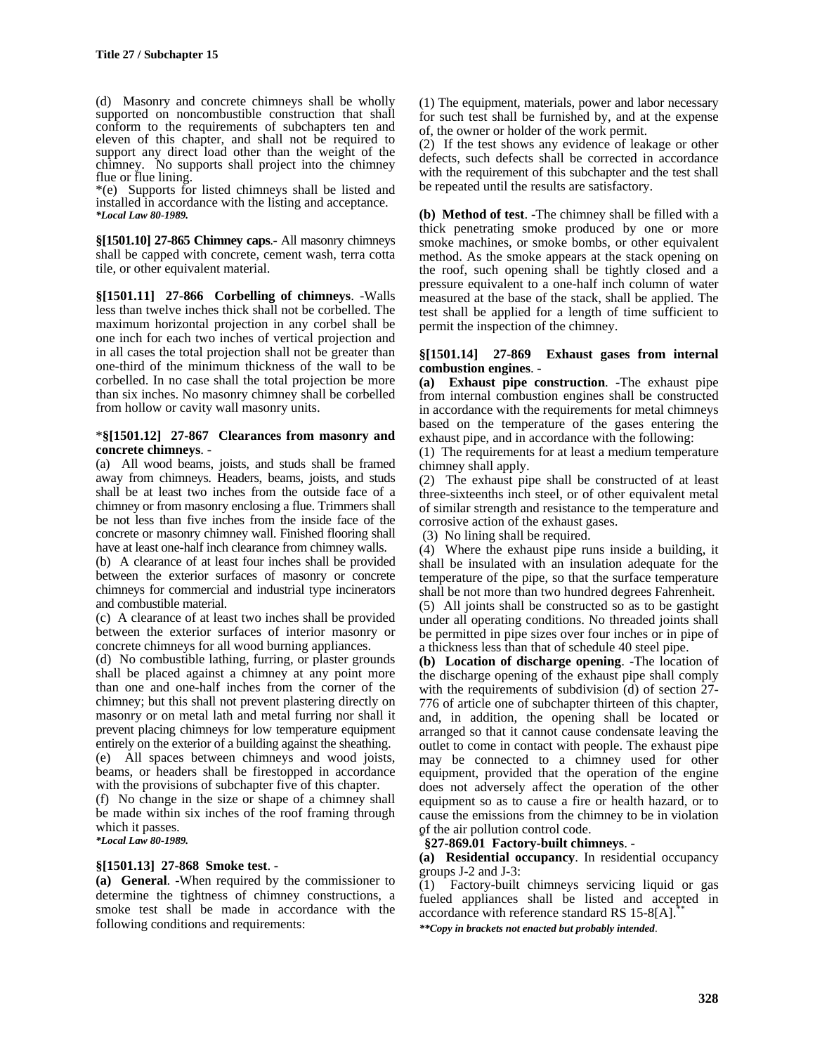(d) Masonry and concrete chimneys shall be wholly supported on noncombustible construction that shall conform to the requirements of subchapters ten and eleven of this chapter, and shall not be required to support any direct load other than the weight of the chimney. No supports shall project into the chimney flue or flue lining.

*(e) Supports for listed chimneys shall be listed and installed in accordance with the listing and acceptance.
***Local Law 80-1989.***

**§[1501.10] 27-865 Chimney caps**.- All masonry chimneys shall be capped with concrete, cement wash, terra cotta tile, or other equivalent material.

**§[1501.11] 27-866 Corbelling of chimneys**. -Walls less than twelve inches thick shall not be corbelled. The maximum horizontal projection in any corbel shall be one inch for each two inches of vertical projection and in all cases the total projection shall not be greater than one-third of the minimum thickness of the wall to be corbelled. In no case shall the total projection be more than six inches. No masonry chimney shall be corbelled from hollow or cavity wall masonry units.

***§[1501.12] 27-867 Clearances from masonry and concrete chimneys**. -

(a) All wood beams, joists, and studs shall be framed away from chimneys. Headers, beams, joists, and studs shall be at least two inches from the outside face of a chimney or from masonry enclosing a flue. Trimmers shall be not less than five inches from the inside face of the concrete or masonry chimney wall. Finished flooring shall have at least one-half inch clearance from chimney walls.

(b) A clearance of at least four inches shall be provided between the exterior surfaces of masonry or concrete chimneys for commercial and industrial type incinerators and combustible material.

(c) A clearance of at least two inches shall be provided between the exterior surfaces of interior masonry or concrete chimneys for all wood burning appliances.

(d) No combustible lathing, furring, or plaster grounds shall be placed against a chimney at any point more than one and one-half inches from the corner of the chimney; but this shall not prevent plastering directly on masonry or on metal lath and metal furring nor shall it prevent placing chimneys for low temperature equipment entirely on the exterior of a building against the sheathing.

(e) All spaces between chimneys and wood joists, beams, or headers shall be firestopped in accordance with the provisions of subchapter five of this chapter.

(f) No change in the size or shape of a chimney shall be made within six inches of the roof framing through which it passes.
***Local Law 80-1989.***

**§[1501.13] 27-868 Smoke test**. -

**(a) General**. -When required by the commissioner to determine the tightness of chimney constructions, a smoke test shall be made in accordance with the following conditions and requirements:

(1) The equipment, materials, power and labor necessary for such test shall be furnished by, and at the expense of, the owner or holder of the work permit.

(2) If the test shows any evidence of leakage or other defects, such defects shall be corrected in accordance with the requirement of this subchapter and the test shall be repeated until the results are satisfactory.

**(b) Method of test**. -The chimney shall be filled with a thick penetrating smoke produced by one or more smoke machines, or smoke bombs, or other equivalent method. As the smoke appears at the stack opening on the roof, such opening shall be tightly closed and a pressure equivalent to a one-half inch column of water measured at the base of the stack, shall be applied. The test shall be applied for a length of time sufficient to permit the inspection of the chimney.

**§[1501.14] 27-869 Exhaust gases from internal combustion engines**. -

**(a) Exhaust pipe construction**. -The exhaust pipe from internal combustion engines shall be constructed in accordance with the requirements for metal chimneys based on the temperature of the gases entering the exhaust pipe, and in accordance with the following:

(1) The requirements for at least a medium temperature chimney shall apply.

(2) The exhaust pipe shall be constructed of at least three-sixteenths inch steel, or of other equivalent metal of similar strength and resistance to the temperature and corrosive action of the exhaust gases.

(3) No lining shall be required.

(4) Where the exhaust pipe runs inside a building, it shall be insulated with an insulation adequate for the temperature of the pipe, so that the surface temperature shall be not more than two hundred degrees Fahrenheit.

(5) All joints shall be constructed so as to be gastight under all operating conditions. No threaded joints shall be permitted in pipe sizes over four inches or in pipe of a thickness less than that of schedule 40 steel pipe.

**(b) Location of discharge opening**. -The location of the discharge opening of the exhaust pipe shall comply with the requirements of subdivision (d) of section 27-776 of article one of subchapter thirteen of this chapter, and, in addition, the opening shall be located or arranged so that it cannot cause condensate leaving the outlet to come in contact with people. The exhaust pipe may be connected to a chimney used for other equipment, provided that the operation of the engine does not adversely affect the operation of the other equipment so as to cause a fire or health hazard, or to cause the emissions from the chimney to be in violation of the air pollution control code.

***§27-869.01 Factory-built chimneys**. -

**(a) Residential occupancy**. In residential occupancy groups J-2 and J-3:

(1) Factory-built chimneys servicing liquid or gas fueled appliances shall be listed and accepted in accordance with reference standard RS 15-8[A].**

***\*\*Copy in brackets not enacted but probably intended*.**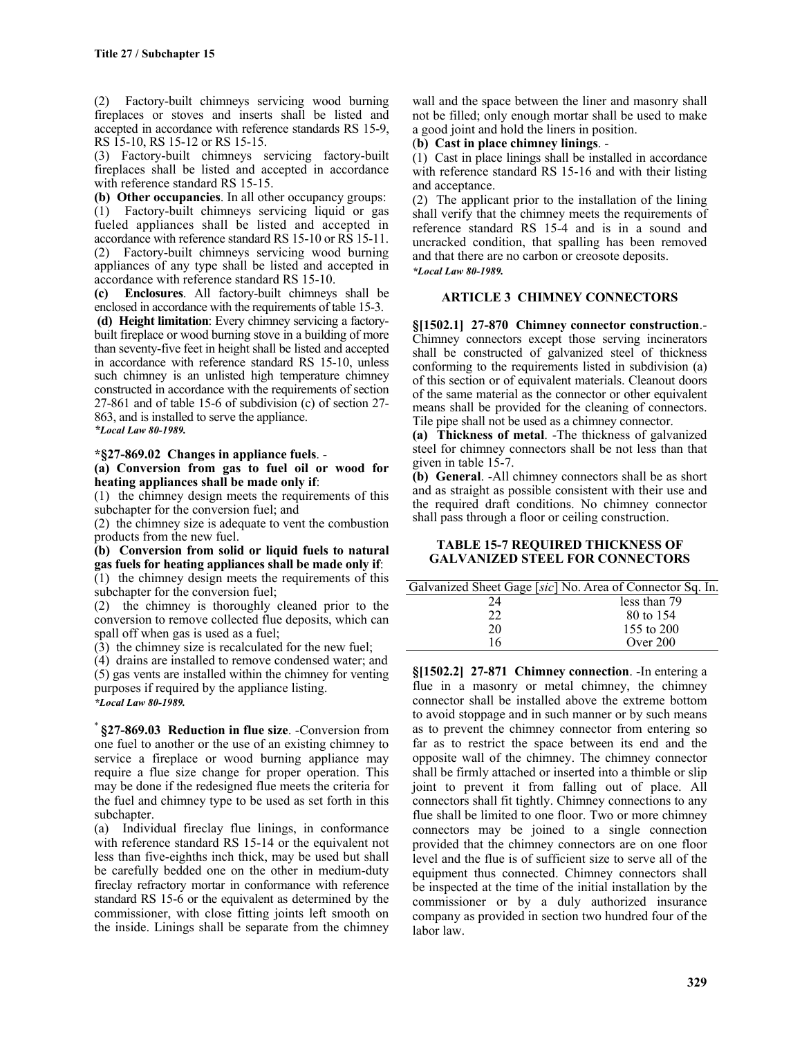(2) Factory-built chimneys servicing wood burning fireplaces or stoves and inserts shall be listed and accepted in accordance with reference standards RS 15-9, RS 15-10, RS 15-12 or RS 15-15.

(3) Factory-built chimneys servicing factory-built fireplaces shall be listed and accepted in accordance with reference standard RS 15-15.

**(b) Other occupancies**. In all other occupancy groups:

(1) Factory-built chimneys servicing liquid or gas fueled appliances shall be listed and accepted in accordance with reference standard RS 15-10 or RS 15-11.

(2) Factory-built chimneys servicing wood burning appliances of any type shall be listed and accepted in accordance with reference standard RS 15-10.

**(c) Enclosures**. All factory-built chimneys shall be enclosed in accordance with the requirements of table 15-3.

**(d) Height limitation**: Every chimney servicing a factory-built fireplace or wood burning stove in a building of more than seventy-five feet in height shall be listed and accepted in accordance with reference standard RS 15-10, unless such chimney is an unlisted high temperature chimney constructed in accordance with the requirements of section 27-861 and of table 15-6 of subdivision (c) of section 27-863, and is installed to serve the appliance.

*\*Local Law 80-1989.*

**\*§27-869.02 Changes in appliance fuels**. -

**(a) Conversion from gas to fuel oil or wood for heating appliances shall be made only if**:

(1) the chimney design meets the requirements of this subchapter for the conversion fuel; and

(2) the chimney size is adequate to vent the combustion products from the new fuel.

**(b) Conversion from solid or liquid fuels to natural gas fuels for heating appliances shall be made only if**:

(1) the chimney design meets the requirements of this subchapter for the conversion fuel;

(2) the chimney is thoroughly cleaned prior to the conversion to remove collected flue deposits, which can spall off when gas is used as a fuel;

(3) the chimney size is recalculated for the new fuel;

(4) drains are installed to remove condensed water; and

(5) gas vents are installed within the chimney for venting purposes if required by the appliance listing.

*\*Local Law 80-1989.*

**\* §27-869.03 Reduction in flue size**. -Conversion from one fuel to another or the use of an existing chimney to service a fireplace or wood burning appliance may require a flue size change for proper operation. This may be done if the redesigned flue meets the criteria for the fuel and chimney type to be used as set forth in this subchapter.

(a) Individual fireclay flue linings, in conformance with reference standard RS 15-14 or the equivalent not less than five-eighths inch thick, may be used but shall be carefully bedded one on the other in medium-duty fireclay refractory mortar in conformance with reference standard RS 15-6 or the equivalent as determined by the commissioner, with close fitting joints left smooth on the inside. Linings shall be separate from the chimney wall and the space between the liner and masonry shall not be filled; only enough mortar shall be used to make a good joint and hold the liners in position.

(**b) Cast in place chimney linings**. -

(1) Cast in place linings shall be installed in accordance with reference standard RS 15-16 and with their listing and acceptance.

(2) The applicant prior to the installation of the lining shall verify that the chimney meets the requirements of reference standard RS 15-4 and is in a sound and uncracked condition, that spalling has been removed and that there are no carbon or creosote deposits.

*\*Local Law 80-1989.*

## ARTICLE 3 CHIMNEY CONNECTORS

**§[1502.1] 27-870 Chimney connector construction**.- Chimney connectors except those serving incinerators shall be constructed of galvanized steel of thickness conforming to the requirements listed in subdivision (a) of this section or of equivalent materials. Cleanout doors of the same material as the connector or other equivalent means shall be provided for the cleaning of connectors. Tile pipe shall not be used as a chimney connector.

**(a) Thickness of metal**. -The thickness of galvanized steel for chimney connectors shall be not less than that given in table 15-7.

**(b) General**. -All chimney connectors shall be as short and as straight as possible consistent with their use and the required draft conditions. No chimney connector shall pass through a floor or ceiling construction.

**TABLE 15-7 REQUIRED THICKNESS OF GALVANIZED STEEL FOR CONNECTORS**

| Galvanized Sheet Gage [*sic*] No. | Area of Connector Sq. In. |
|---|---|
| 24 | less than 79 |
| 22 | 80 to 154 |
| 20 | 155 to 200 |
| 16 | Over 200 |

**§[1502.2] 27-871 Chimney connection**. -In entering a flue in a masonry or metal chimney, the chimney connector shall be installed above the extreme bottom to avoid stoppage and in such manner or by such means as to prevent the chimney connector from entering so far as to restrict the space between its end and the opposite wall of the chimney. The chimney connector shall be firmly attached or inserted into a thimble or slip joint to prevent it from falling out of place. All connectors shall fit tightly. Chimney connections to any flue shall be limited to one floor. Two or more chimney connectors may be joined to a single connection provided that the chimney connectors are on one floor level and the flue is of sufficient size to serve all of the equipment thus connected. Chimney connectors shall be inspected at the time of the initial installation by the commissioner or by a duly authorized insurance company as provided in section two hundred four of the labor law.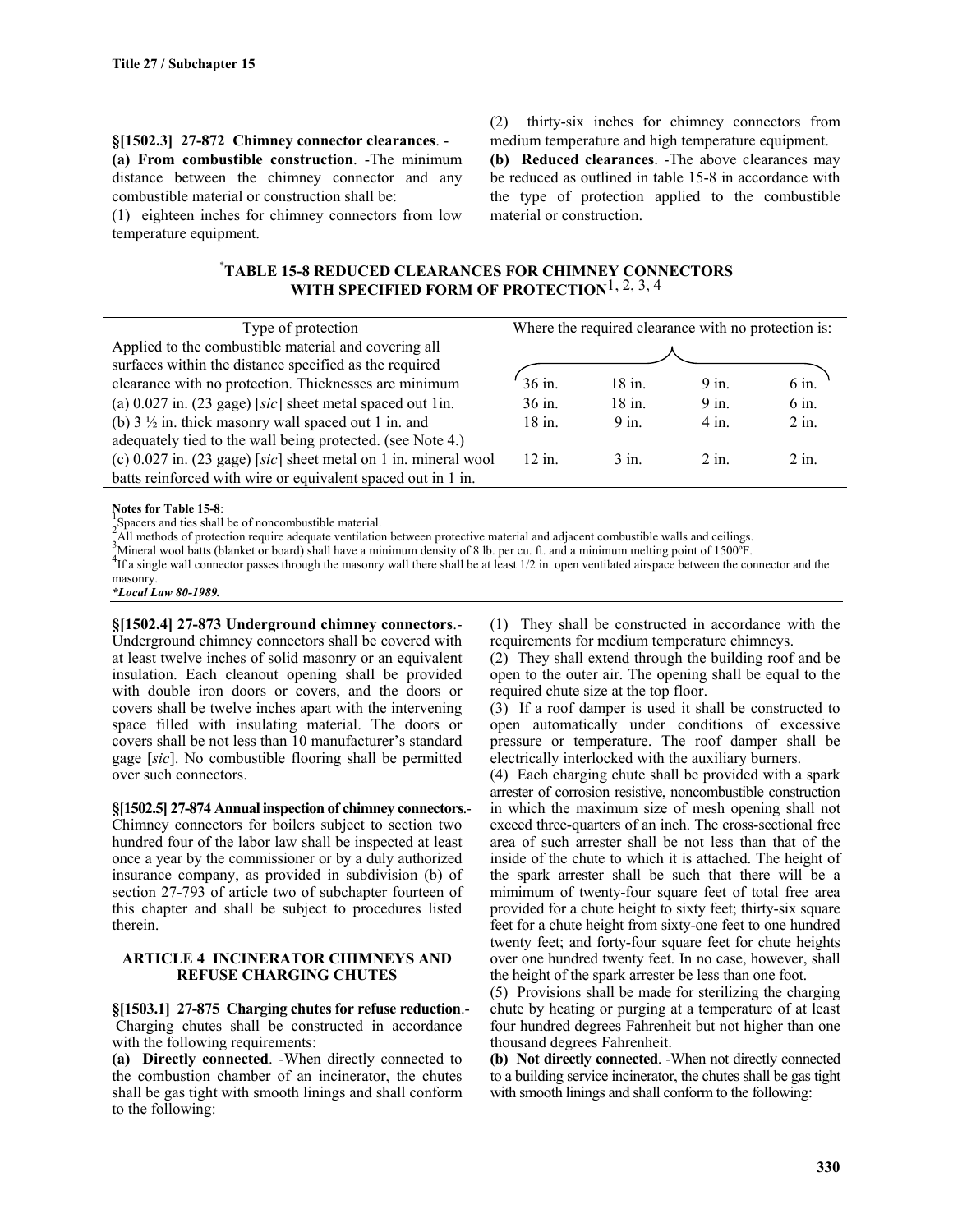### §[1502.3] 27-872 Chimney connector clearances. -

**(a) From combustible construction**. -The minimum distance between the chimney connector and any combustible material or construction shall be:

(1) eighteen inches for chimney connectors from low temperature equipment.

(2) thirty-six inches for chimney connectors from medium temperature and high temperature equipment.

**(b) Reduced clearances**. -The above clearances may be reduced as outlined in table 15-8 in accordance with the type of protection applied to the combustible material or construction.

**\*TABLE 15-8 REDUCED CLEARANCES FOR CHIMNEY CONNECTORS WITH SPECIFIED FORM OF PROTECTION[1, 2, 3, 4]**

| Type of protection | Where the required clearance with no protection is: | | | |
|---|---|---|---|---|
| Applied to the combustible material and covering all surfaces within the distance specified as the required clearance with no protection. Thicknesses are minimum | 36 in. | 18 in. | 9 in. | 6 in. |
| (a) 0.027 in. (23 gage) [*sic*] sheet metal spaced out 1in. | 36 in. | 18 in. | 9 in. | 6 in. |
| (b) 3 ½ in. thick masonry wall spaced out 1 in. and adequately tied to the wall being protected. (see Note 4.) | 18 in. | 9 in. | 4 in. | 2 in. |
| (c) 0.027 in. (23 gage) [*sic*] sheet metal on 1 in. mineral wool batts reinforced with wire or equivalent spaced out in 1 in. | 12 in. | 3 in. | 2 in. | 2 in. |

**Notes for Table 15-8**:

[1] Spacers and ties shall be of noncombustible material.

[2] All methods of protection require adequate ventilation between protective material and adjacent combustible walls and ceilings.

[3] Mineral wool batts (blanket or board) shall have a minimum density of 8 lb. per cu. ft. and a minimum melting point of 1500ºF.

[4] If a single wall connector passes through the masonry wall there shall be at least 1/2 in. open ventilated airspace between the connector and the masonry.

***Local Law 80-1989.***

### §[1502.4] 27-873 Underground chimney connectors.-

Underground chimney connectors shall be covered with at least twelve inches of solid masonry or an equivalent insulation. Each cleanout opening shall be provided with double iron doors or covers, and the doors or covers shall be twelve inches apart with the intervening space filled with insulating material. The doors or covers shall be not less than 10 manufacturer's standard gage [*sic*]. No combustible flooring shall be permitted over such connectors.

### §[1502.5] 27-874 Annual inspection of chimney connectors.-

Chimney connectors for boilers subject to section two hundred four of the labor law shall be inspected at least once a year by the commissioner or by a duly authorized insurance company, as provided in subdivision (b) of section 27-793 of article two of subchapter fourteen of this chapter and shall be subject to procedures listed therein.

## ARTICLE 4 INCINERATOR CHIMNEYS AND REFUSE CHARGING CHUTES

### §[1503.1] 27-875 Charging chutes for refuse reduction.-

Charging chutes shall be constructed in accordance with the following requirements:

**(a) Directly connected**. -When directly connected to the combustion chamber of an incinerator, the chutes shall be gas tight with smooth linings and shall conform to the following:

(1) They shall be constructed in accordance with the requirements for medium temperature chimneys.

(2) They shall extend through the building roof and be open to the outer air. The opening shall be equal to the required chute size at the top floor.

(3) If a roof damper is used it shall be constructed to open automatically under conditions of excessive pressure or temperature. The roof damper shall be electrically interlocked with the auxiliary burners.

(4) Each charging chute shall be provided with a spark arrester of corrosion resistive, noncombustible construction in which the maximum size of mesh opening shall not exceed three-quarters of an inch. The cross-sectional free area of such arrester shall be not less than that of the inside of the chute to which it is attached. The height of the spark arrester shall be such that there will be a mimimum of twenty-four square feet of total free area provided for a chute height to sixty feet; thirty-six square feet for a chute height from sixty-one feet to one hundred twenty feet; and forty-four square feet for chute heights over one hundred twenty feet. In no case, however, shall the height of the spark arrester be less than one foot.

(5) Provisions shall be made for sterilizing the charging chute by heating or purging at a temperature of at least four hundred degrees Fahrenheit but not higher than one thousand degrees Fahrenheit.

**(b) Not directly connected**. -When not directly connected to a building service incinerator, the chutes shall be gas tight with smooth linings and shall conform to the following: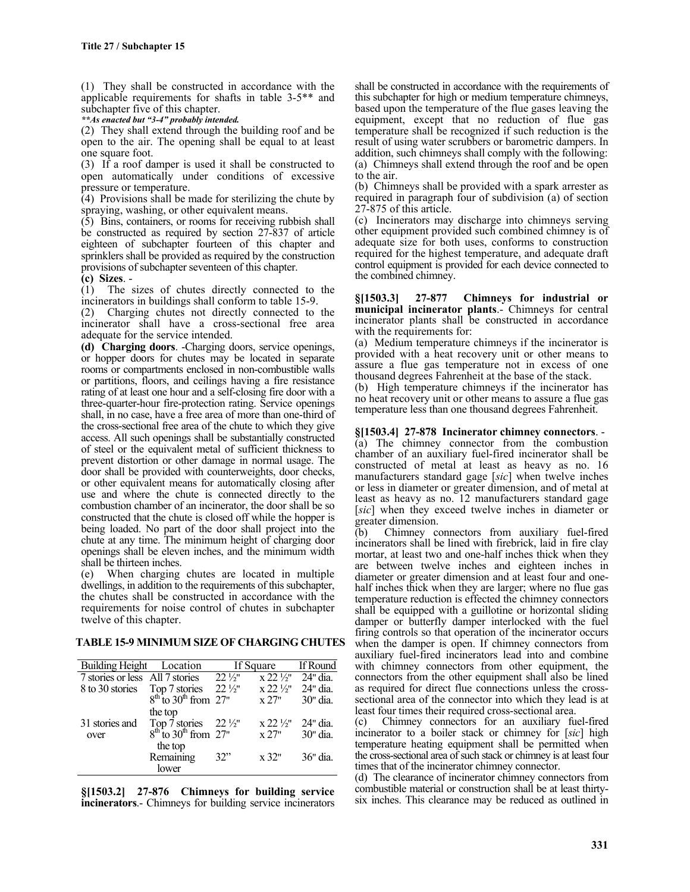(1) They shall be constructed in accordance with the applicable requirements for shafts in table 3-5** and subchapter five of this chapter.

***As enacted but "3-4" probably intended.*

(2) They shall extend through the building roof and be open to the air. The opening shall be equal to at least one square foot.

(3) If a roof damper is used it shall be constructed to open automatically under conditions of excessive pressure or temperature.

(4) Provisions shall be made for sterilizing the chute by spraying, washing, or other equivalent means.

(5) Bins, containers, or rooms for receiving rubbish shall be constructed as required by section 27-837 of article eighteen of subchapter fourteen of this chapter and sprinklers shall be provided as required by the construction provisions of subchapter seventeen of this chapter.

**(c) Sizes**. -

(1) The sizes of chutes directly connected to the incinerators in buildings shall conform to table 15-9.

(2) Charging chutes not directly connected to the incinerator shall have a cross-sectional free area adequate for the service intended.

**(d) Charging doors**. -Charging doors, service openings, or hopper doors for chutes may be located in separate rooms or compartments enclosed in non-combustible walls or partitions, floors, and ceilings having a fire resistance rating of at least one hour and a self-closing fire door with a three-quarter-hour fire-protection rating. Service openings shall, in no case, have a free area of more than one-third of the cross-sectional free area of the chute to which they give access. All such openings shall be substantially constructed of steel or the equivalent metal of sufficient thickness to prevent distortion or other damage in normal usage. The door shall be provided with counterweights, door checks, or other equivalent means for automatically closing after use and where the chute is connected directly to the combustion chamber of an incinerator, the door shall be so constructed that the chute is closed off while the hopper is being loaded. No part of the door shall project into the chute at any time. The minimum height of charging door openings shall be eleven inches, and the minimum width shall be thirteen inches.

(e) When charging chutes are located in multiple dwellings, in addition to the requirements of this subchapter, the chutes shall be constructed in accordance with the requirements for noise control of chutes in subchapter twelve of this chapter.

**TABLE 15-9 MINIMUM SIZE OF CHARGING CHUTES**

| Building Height | Location | If Square | | If Round |
|---|---|---|---|---|
| 7 stories or less | All 7 stories | 22 ½" | x 22 ½" | 24" dia. |
| 8 to 30 stories | Top 7 stories | 22 ½" | x 22 ½" | 24" dia. |
| | 8th to 30th from the top | 27" | x 27" | 30" dia. |
| 31 stories and over | Top 7 stories | 22 ½" | x 22 ½" | 24" dia. |
| | 8th to 30th from the top | 27" | x 27" | 30" dia. |
| | Remaining lower | 32" | x 32" | 36" dia. |

**§[1503.2] 27-876 Chimneys for building service incinerators**.- Chimneys for building service incinerators shall be constructed in accordance with the requirements of this subchapter for high or medium temperature chimneys, based upon the temperature of the flue gases leaving the equipment, except that no reduction of flue gas temperature shall be recognized if such reduction is the result of using water scrubbers or barometric dampers. In addition, such chimneys shall comply with the following:

(a) Chimneys shall extend through the roof and be open to the air.

(b) Chimneys shall be provided with a spark arrester as required in paragraph four of subdivision (a) of section 27-875 of this article.

(c) Incinerators may discharge into chimneys serving other equipment provided such combined chimney is of adequate size for both uses, conforms to construction required for the highest temperature, and adequate draft control equipment is provided for each device connected to the combined chimney.

**§[1503.3] 27-877 Chimneys for industrial or municipal incinerator plants**.- Chimneys for central incinerator plants shall be constructed in accordance with the requirements for:

(a) Medium temperature chimneys if the incinerator is provided with a heat recovery unit or other means to assure a flue gas temperature not in excess of one thousand degrees Fahrenheit at the base of the stack.

(b) High temperature chimneys if the incinerator has no heat recovery unit or other means to assure a flue gas temperature less than one thousand degrees Fahrenheit.

**§[1503.4] 27-878 Incinerator chimney connectors**. -

(a) The chimney connector from the combustion chamber of an auxiliary fuel-fired incinerator shall be constructed of metal at least as heavy as no. 16 manufacturers standard gage [*sic*] when twelve inches or less in diameter or greater dimension, and of metal at least as heavy as no. 12 manufacturers standard gage [*sic*] when they exceed twelve inches in diameter or greater dimension.

(b) Chimney connectors from auxiliary fuel-fired incinerators shall be lined with firebrick, laid in fire clay mortar, at least two and one-half inches thick when they are between twelve inches and eighteen inches in diameter or greater dimension and at least four and one-half inches thick when they are larger; where no flue gas temperature reduction is effected the chimney connectors shall be equipped with a guillotine or horizontal sliding damper or butterfly damper interlocked with the fuel firing controls so that operation of the incinerator occurs when the damper is open. If chimney connectors from auxiliary fuel-fired incinerators lead into and combine with chimney connectors from other equipment, the connectors from the other equipment shall also be lined as required for direct flue connections unless the cross-sectional area of the connector into which they lead is at least four times their required cross-sectional area.

(c) Chimney connectors for an auxiliary fuel-fired incinerator to a boiler stack or chimney for [*sic*] high temperature heating equipment shall be permitted when the cross-sectional area of such stack or chimney is at least four times that of the incinerator chimney connector.

(d) The clearance of incinerator chimney connectors from combustible material or construction shall be at least thirty-six inches. This clearance may be reduced as outlined in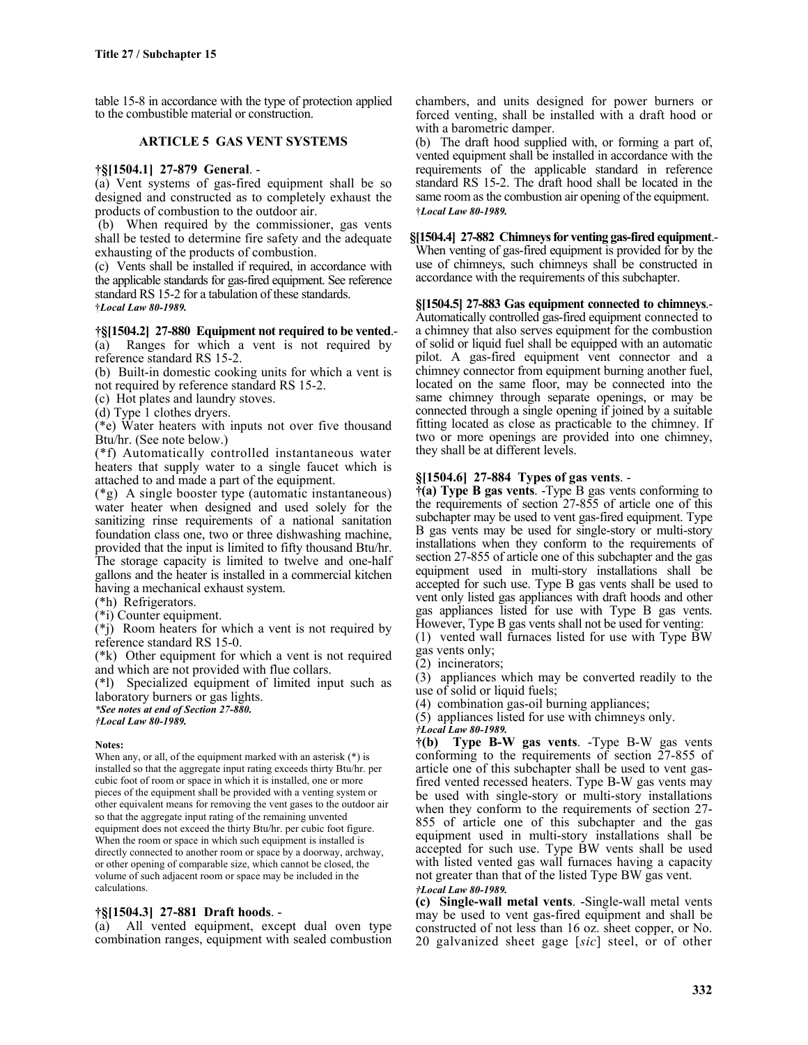table 15-8 in accordance with the type of protection applied to the combustible material or construction.

## ARTICLE 5 GAS VENT SYSTEMS

**†§[1504.1] 27-879 General**. -

(a) Vent systems of gas-fired equipment shall be so designed and constructed as to completely exhaust the products of combustion to the outdoor air.

(b) When required by the commissioner, gas vents shall be tested to determine fire safety and the adequate exhausting of the products of combustion.

(c) Vents shall be installed if required, in accordance with the applicable standards for gas-fired equipment. See reference standard RS 15-2 for a tabulation of these standards.

†*Local Law 80-1989.*

**†§[1504.2] 27-880 Equipment not required to be vented**.-

(a) Ranges for which a vent is not required by reference standard RS 15-2.

(b) Built-in domestic cooking units for which a vent is not required by reference standard RS 15-2.

(c) Hot plates and laundry stoves.

(d) Type 1 clothes dryers.

(*e) Water heaters with inputs not over five thousand Btu/hr. (See note below.)

(*f) Automatically controlled instantaneous water heaters that supply water to a single faucet which is attached to and made a part of the equipment.

(*g) A single booster type (automatic instantaneous) water heater when designed and used solely for the sanitizing rinse requirements of a national sanitation foundation class one, two or three dishwashing machine, provided that the input is limited to fifty thousand Btu/hr. The storage capacity is limited to twelve and one-half gallons and the heater is installed in a commercial kitchen having a mechanical exhaust system.

(*h) Refrigerators.

(*i) Counter equipment.

(*j) Room heaters for which a vent is not required by reference standard RS 15-0.

(*k) Other equipment for which a vent is not required and which are not provided with flue collars.

(*l) Specialized equipment of limited input such as laboratory burners or gas lights.

***See notes at end of Section 27-880.***

***†Local Law 80-1989.***

**Notes:**

When any, or all, of the equipment marked with an asterisk (*) is installed so that the aggregate input rating exceeds thirty Btu/hr. per cubic foot of room or space in which it is installed, one or more pieces of the equipment shall be provided with a venting system or other equivalent means for removing the vent gases to the outdoor air so that the aggregate input rating of the remaining unvented equipment does not exceed the thirty Btu/hr. per cubic foot figure. When the room or space in which such equipment is installed is directly connected to another room or space by a doorway, archway, or other opening of comparable size, which cannot be closed, the volume of such adjacent room or space may be included in the calculations.

**†§[1504.3] 27-881 Draft hoods**. -

(a) All vented equipment, except dual oven type combination ranges, equipment with sealed combustion chambers, and units designed for power burners or forced venting, shall be installed with a draft hood or with a barometric damper.

(b) The draft hood supplied with, or forming a part of, vented equipment shall be installed in accordance with the requirements of the applicable standard in reference standard RS 15-2. The draft hood shall be located in the same room as the combustion air opening of the equipment.

†*Local Law 80-1989.*

**§[1504.4] 27-882 Chimneys for venting gas-fired equipment**.-

When venting of gas-fired equipment is provided for by the use of chimneys, such chimneys shall be constructed in accordance with the requirements of this subchapter.

**§[1504.5] 27-883 Gas equipment connected to chimneys**.-

Automatically controlled gas-fired equipment connected to a chimney that also serves equipment for the combustion of solid or liquid fuel shall be equipped with an automatic pilot. A gas-fired equipment vent connector and a chimney connector from equipment burning another fuel, located on the same floor, may be connected into the same chimney through separate openings, or may be connected through a single opening if joined by a suitable fitting located as close as practicable to the chimney. If two or more openings are provided into one chimney, they shall be at different levels.

**§[1504.6] 27-884 Types of gas vents**. -

**†(a) Type B gas vents**. -Type B gas vents conforming to the requirements of section 27-855 of article one of this subchapter may be used to vent gas-fired equipment. Type B gas vents may be used for single-story or multi-story installations when they conform to the requirements of section 27-855 of article one of this subchapter and the gas equipment used in multi-story installations shall be accepted for such use. Type B gas vents shall be used to vent only listed gas appliances with draft hoods and other gas appliances listed for use with Type B gas vents. However, Type B gas vents shall not be used for venting:

(1) vented wall furnaces listed for use with Type BW gas vents only;

(2) incinerators;

(3) appliances which may be converted readily to the use of solid or liquid fuels;

(4) combination gas-oil burning appliances;

(5) appliances listed for use with chimneys only.

***†Local Law 80-1989.***

**†(b) Type B-W gas vents**. -Type B-W gas vents conforming to the requirements of section 27-855 of article one of this subchapter shall be used to vent gas-fired vented recessed heaters. Type B-W gas vents may be used with single-story or multi-story installations when they conform to the requirements of section 27-855 of article one of this subchapter and the gas equipment used in multi-story installations shall be accepted for such use. Type BW vents shall be used with listed vented gas wall furnaces having a capacity not greater than that of the listed Type BW gas vent.

***†Local Law 80-1989.***

**(c) Single-wall metal vents**. -Single-wall metal vents may be used to vent gas-fired equipment and shall be constructed of not less than 16 oz. sheet copper, or No. 20 galvanized sheet gage [*sic*] steel, or of other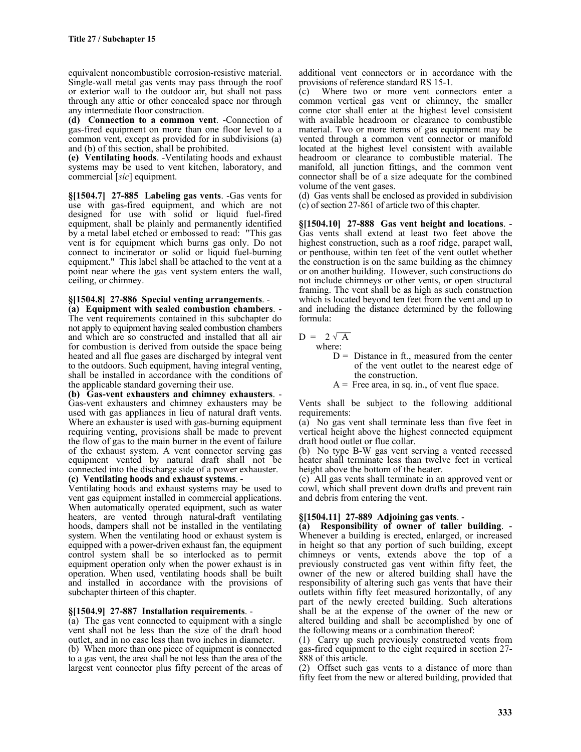equivalent noncombustible corrosion-resistive material. Single-wall metal gas vents may pass through the roof or exterior wall to the outdoor air, but shall not pass through any attic or other concealed space nor through any intermediate floor construction.

**(d) Connection to a common vent**. -Connection of gas-fired equipment on more than one floor level to a common vent, except as provided for in subdivisions (a) and (b) of this section, shall be prohibited.

**(e) Ventilating hoods**. -Ventilating hoods and exhaust systems may be used to vent kitchen, laboratory, and commercial [*sic*] equipment.

**§[1504.7] 27-885 Labeling gas vents**. -Gas vents for use with gas-fired equipment, and which are not designed for use with solid or liquid fuel-fired equipment, shall be plainly and permanently identified by a metal label etched or embossed to read: "This gas vent is for equipment which burns gas only. Do not connect to incinerator or solid or liquid fuel-burning equipment." This label shall be attached to the vent at a point near where the gas vent system enters the wall, ceiling, or chimney.

**§[1504.8] 27-886 Special venting arrangements**. -

**(a) Equipment with sealed combustion chambers**. - The vent requirements contained in this subchapter do not apply to equipment having sealed combustion chambers and which are so constructed and installed that all air for combustion is derived from outside the space being heated and all flue gases are discharged by integral vent to the outdoors. Such equipment, having integral venting, shall be installed in accordance with the conditions of the applicable standard governing their use.

**(b) Gas-vent exhausters and chimney exhausters**. - Gas-vent exhausters and chimney exhausters may be used with gas appliances in lieu of natural draft vents. Where an exhauster is used with gas-burning equipment requiring venting, provisions shall be made to prevent the flow of gas to the main burner in the event of failure of the exhaust system. A vent connector serving gas equipment vented by natural draft shall not be connected into the discharge side of a power exhauster.

**(c) Ventilating hoods and exhaust systems**. -

Ventilating hoods and exhaust systems may be used to vent gas equipment installed in commercial applications. When automatically operated equipment, such as water heaters, are vented through natural-draft ventilating hoods, dampers shall not be installed in the ventilating system. When the ventilating hood or exhaust system is equipped with a power-driven exhaust fan, the equipment control system shall be so interlocked as to permit equipment operation only when the power exhaust is in operation. When used, ventilating hoods shall be built and installed in accordance with the provisions of subchapter thirteen of this chapter.

**§[1504.9] 27-887 Installation requirements**. -

(a) The gas vent connected to equipment with a single vent shall not be less than the size of the draft hood outlet, and in no case less than two inches in diameter.

(b) When more than one piece of equipment is connected to a gas vent, the area shall be not less than the area of the largest vent connector plus fifty percent of the areas of additional vent connectors or in accordance with the provisions of reference standard RS 15-1.

(c) Where two or more vent connectors enter a common vertical gas vent or chimney, the smaller conne ctor shall enter at the highest level consistent with available headroom or clearance to combustible material. Two or more items of gas equipment may be vented through a common vent connector or manifold located at the highest level consistent with available headroom or clearance to combustible material. The manifold, all junction fittings, and the common vent connector shall be of a size adequate for the combined volume of the vent gases.

(d) Gas vents shall be enclosed as provided in subdivision (c) of section 27-861 of article two of this chapter.

**§[1504.10] 27-888 Gas vent height and locations**. - Gas vents shall extend at least two feet above the highest construction, such as a roof ridge, parapet wall, or penthouse, within ten feet of the vent outlet whether the construction is on the same building as the chimney or on another building. However, such constructions do not include chimneys or other vents, or open structural framing. The vent shall be as high as such construction which is located beyond ten feet from the vent and up to and including the distance determined by the following formula:

$$D = 2\sqrt{A}$$

where:

$D$ = Distance in ft., measured from the center of the vent outlet to the nearest edge of the construction.

$A$ = Free area, in sq. in., of vent flue space.

Vents shall be subject to the following additional requirements:

(a) No gas vent shall terminate less than five feet in vertical height above the highest connected equipment draft hood outlet or flue collar.

(b) No type B-W gas vent serving a vented recessed heater shall terminate less than twelve feet in vertical height above the bottom of the heater.

(c) All gas vents shall terminate in an approved vent or cowl, which shall prevent down drafts and prevent rain and debris from entering the vent.

**§[1504.11] 27-889 Adjoining gas vents**. -

**(a) Responsibility of owner of taller building**. - Whenever a building is erected, enlarged, or increased in height so that any portion of such building, except chimneys or vents, extends above the top of a previously constructed gas vent within fifty feet, the owner of the new or altered building shall have the responsibility of altering such gas vents that have their outlets within fifty feet measured horizontally, of any part of the newly erected building. Such alterations shall be at the expense of the owner of the new or altered building and shall be accomplished by one of the following means or a combination thereof:

(1) Carry up such previously constructed vents from gas-fired equipment to the eight required in section 27-888 of this article.

(2) Offset such gas vents to a distance of more than fifty feet from the new or altered building, provided that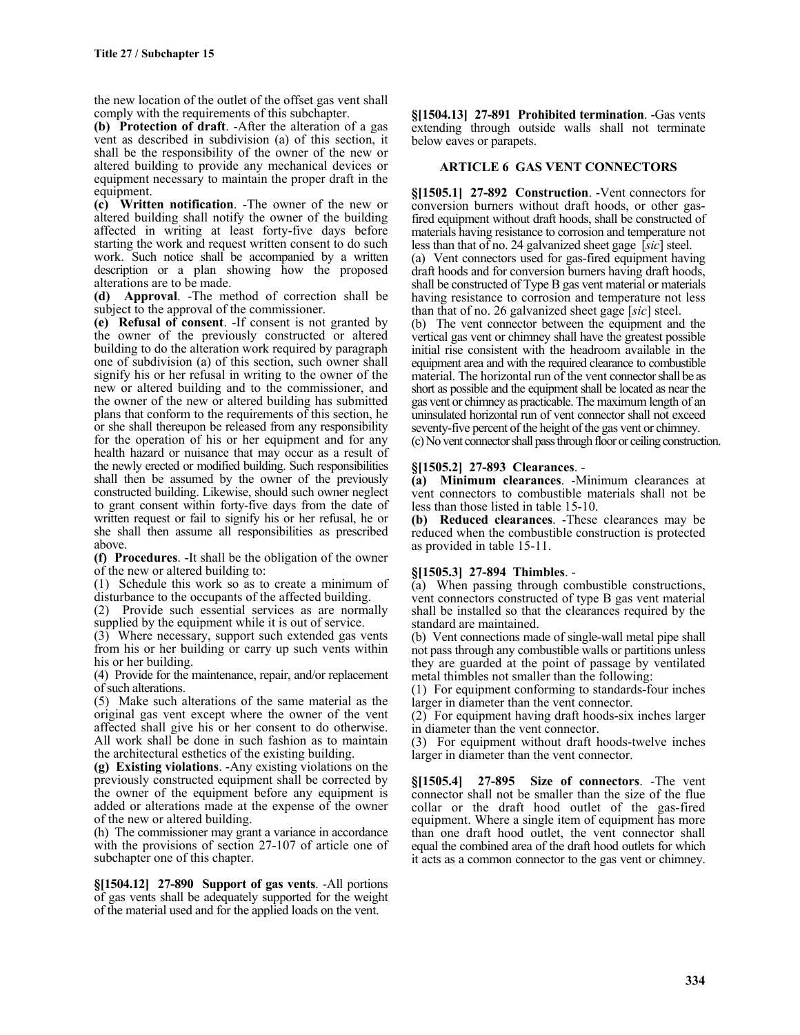the new location of the outlet of the offset gas vent shall comply with the requirements of this subchapter.

**(b) Protection of draft**. -After the alteration of a gas vent as described in subdivision (a) of this section, it shall be the responsibility of the owner of the new or altered building to provide any mechanical devices or equipment necessary to maintain the proper draft in the equipment.

**(c) Written notification**. -The owner of the new or altered building shall notify the owner of the building affected in writing at least forty-five days before starting the work and request written consent to do such work. Such notice shall be accompanied by a written description or a plan showing how the proposed alterations are to be made.

**(d) Approval**. -The method of correction shall be subject to the approval of the commissioner.

**(e) Refusal of consent**. -If consent is not granted by the owner of the previously constructed or altered building to do the alteration work required by paragraph one of subdivision (a) of this section, such owner shall signify his or her refusal in writing to the owner of the new or altered building and to the commissioner, and the owner of the new or altered building has submitted plans that conform to the requirements of this section, he or she shall thereupon be released from any responsibility for the operation of his or her equipment and for any health hazard or nuisance that may occur as a result of the newly erected or modified building. Such responsibilities shall then be assumed by the owner of the previously constructed building. Likewise, should such owner neglect to grant consent within forty-five days from the date of written request or fail to signify his or her refusal, he or she shall then assume all responsibilities as prescribed above.

**(f) Procedures**. -It shall be the obligation of the owner of the new or altered building to:

(1) Schedule this work so as to create a minimum of disturbance to the occupants of the affected building.

(2) Provide such essential services as are normally supplied by the equipment while it is out of service.

(3) Where necessary, support such extended gas vents from his or her building or carry up such vents within his or her building.

(4) Provide for the maintenance, repair, and/or replacement of such alterations.

(5) Make such alterations of the same material as the original gas vent except where the owner of the vent affected shall give his or her consent to do otherwise. All work shall be done in such fashion as to maintain the architectural esthetics of the existing building.

**(g) Existing violations**. -Any existing violations on the previously constructed equipment shall be corrected by the owner of the equipment before any equipment is added or alterations made at the expense of the owner of the new or altered building.

(h) The commissioner may grant a variance in accordance with the provisions of section 27-107 of article one of subchapter one of this chapter.

**§[1504.12] 27-890 Support of gas vents**. -All portions of gas vents shall be adequately supported for the weight of the material used and for the applied loads on the vent.

**§[1504.13] 27-891 Prohibited termination**. -Gas vents extending through outside walls shall not terminate below eaves or parapets.

### ARTICLE 6 GAS VENT CONNECTORS

**§[1505.1] 27-892 Construction**. -Vent connectors for conversion burners without draft hoods, or other gas-fired equipment without draft hoods, shall be constructed of materials having resistance to corrosion and temperature not less than that of no. 24 galvanized sheet gage [*sic*] steel.

(a) Vent connectors used for gas-fired equipment having draft hoods and for conversion burners having draft hoods, shall be constructed of Type B gas vent material or materials having resistance to corrosion and temperature not less than that of no. 26 galvanized sheet gage [*sic*] steel.

(b) The vent connector between the equipment and the vertical gas vent or chimney shall have the greatest possible initial rise consistent with the headroom available in the equipment area and with the required clearance to combustible material. The horizontal run of the vent connector shall be as short as possible and the equipment shall be located as near the gas vent or chimney as practicable. The maximum length of an uninsulated horizontal run of vent connector shall not exceed seventy-five percent of the height of the gas vent or chimney.

(c) No vent connector shall pass through floor or ceiling construction.

**§[1505.2] 27-893 Clearances**. -

**(a) Minimum clearances**. -Minimum clearances at vent connectors to combustible materials shall not be less than those listed in table 15-10.

**(b) Reduced clearances**. -These clearances may be reduced when the combustible construction is protected as provided in table 15-11.

**§[1505.3] 27-894 Thimbles**. -

(a) When passing through combustible constructions, vent connectors constructed of type B gas vent material shall be installed so that the clearances required by the standard are maintained.

(b) Vent connections made of single-wall metal pipe shall not pass through any combustible walls or partitions unless they are guarded at the point of passage by ventilated metal thimbles not smaller than the following:

(1) For equipment conforming to standards-four inches larger in diameter than the vent connector.

(2) For equipment having draft hoods-six inches larger in diameter than the vent connector.

(3) For equipment without draft hoods-twelve inches larger in diameter than the vent connector.

**§[1505.4] 27-895 Size of connectors**. -The vent connector shall not be smaller than the size of the flue collar or the draft hood outlet of the gas-fired equipment. Where a single item of equipment has more than one draft hood outlet, the vent connector shall equal the combined area of the draft hood outlets for which it acts as a common connector to the gas vent or chimney.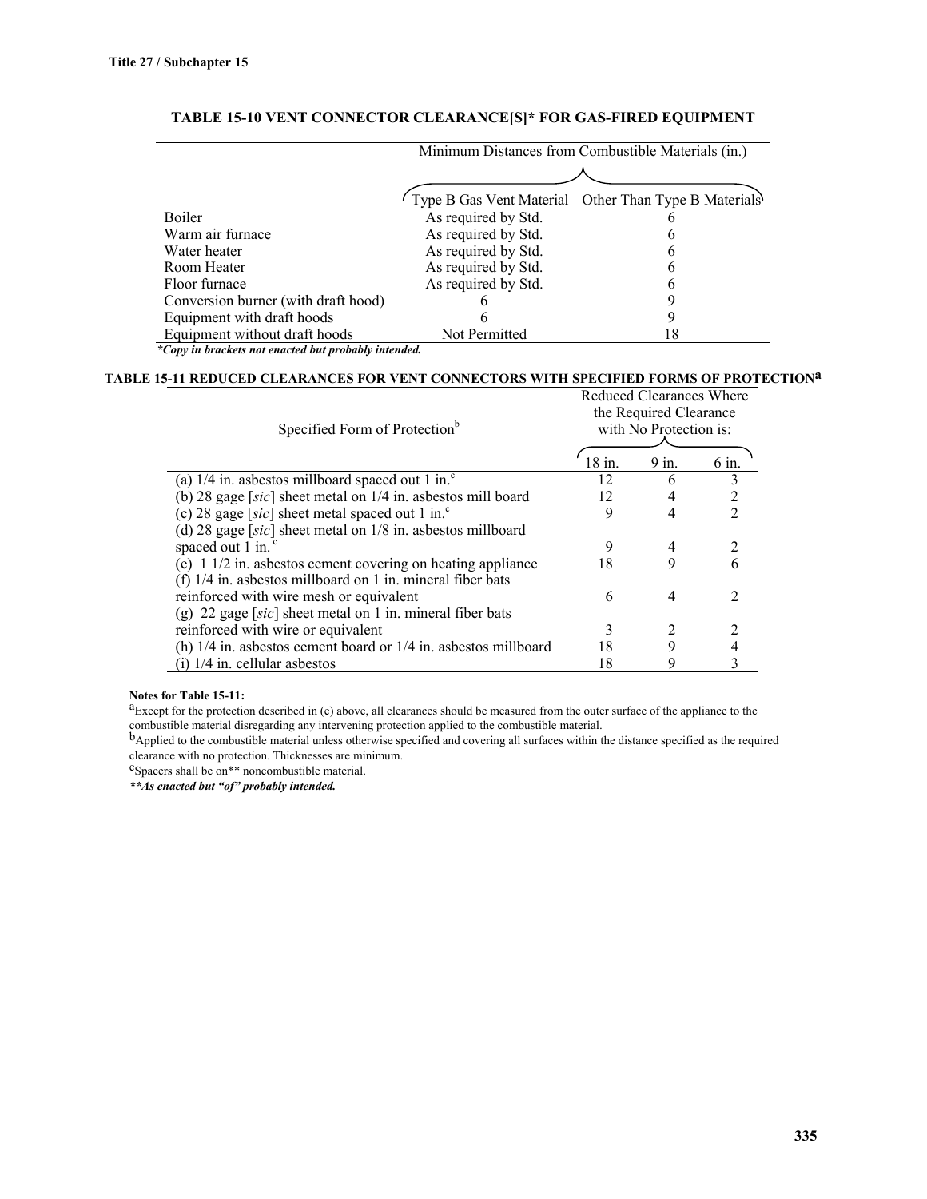**TABLE 15-10 VENT CONNECTOR CLEARANCE[S]* FOR GAS-FIRED EQUIPMENT**

| | Minimum Distances from Combustible Materials (in.) | |
|---|---|---|
| | Type B Gas Vent Material | Other Than Type B Materials |
| Boiler | As required by Std. | 6 |
| Warm air furnace | As required by Std. | 6 |
| Water heater | As required by Std. | 6 |
| Room Heater | As required by Std. | 6 |
| Floor furnace | As required by Std. | 6 |
| Conversion burner (with draft hood) | 6 | 9 |
| Equipment with draft hoods | 6 | 9 |
| Equipment without draft hoods | Not Permitted | 18 |

***Copy in brackets not enacted but probably intended.***

**TABLE 15-11 REDUCED CLEARANCES FOR VENT CONNECTORS WITH SPECIFIED FORMS OF PROTECTION[a]**

| Specified Form of Protection[b] | Reduced Clearances Where the Required Clearance with No Protection is: | | |
|---|---|---|---|
| | 18 in. | 9 in. | 6 in. |
| (a) 1/4 in. asbestos millboard spaced out 1 in.[c] | 12 | 6 | 3 |
| (b) 28 gage [*sic*] sheet metal on 1/4 in. asbestos mill board | 12 | 4 | 2 |
| (c) 28 gage [*sic*] sheet metal spaced out 1 in.[c] | 9 | 4 | 2 |
| (d) 28 gage [*sic*] sheet metal on 1/8 in. asbestos millboard spaced out 1 in.[c] | 9 | 4 | 2 |
| (e) 1 1/2 in. asbestos cement covering on heating appliance | 18 | 9 | 6 |
| (f) 1/4 in. asbestos millboard on 1 in. mineral fiber bats reinforced with wire mesh or equivalent | 6 | 4 | 2 |
| (g) 22 gage [*sic*] sheet metal on 1 in. mineral fiber bats reinforced with wire or equivalent | 3 | 2 | 2 |
| (h) 1/4 in. asbestos cement board or 1/4 in. asbestos millboard | 18 | 9 | 4 |
| (i) 1/4 in. cellular asbestos | 18 | 9 | 3 |

**Notes for Table 15-11:**

[a]Except for the protection described in (e) above, all clearances should be measured from the outer surface of the appliance to the combustible material disregarding any intervening protection applied to the combustible material.

[b]Applied to the combustible material unless otherwise specified and covering all surfaces within the distance specified as the required clearance with no protection. Thicknesses are minimum.

[c]Spacers shall be on** noncombustible material.

***\*\*As enacted but "of" probably intended.***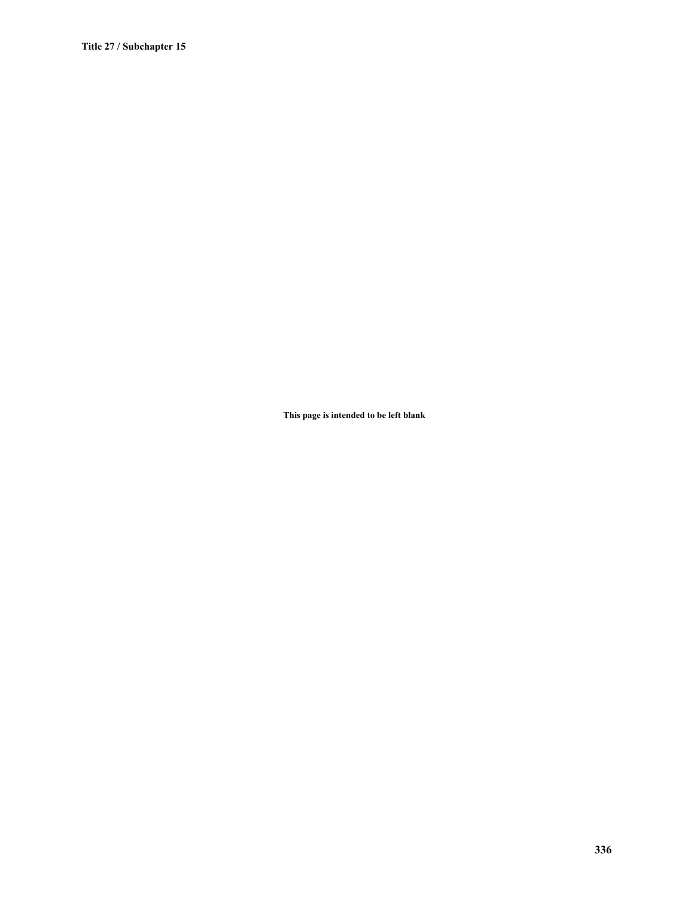This page is intended to be left blank